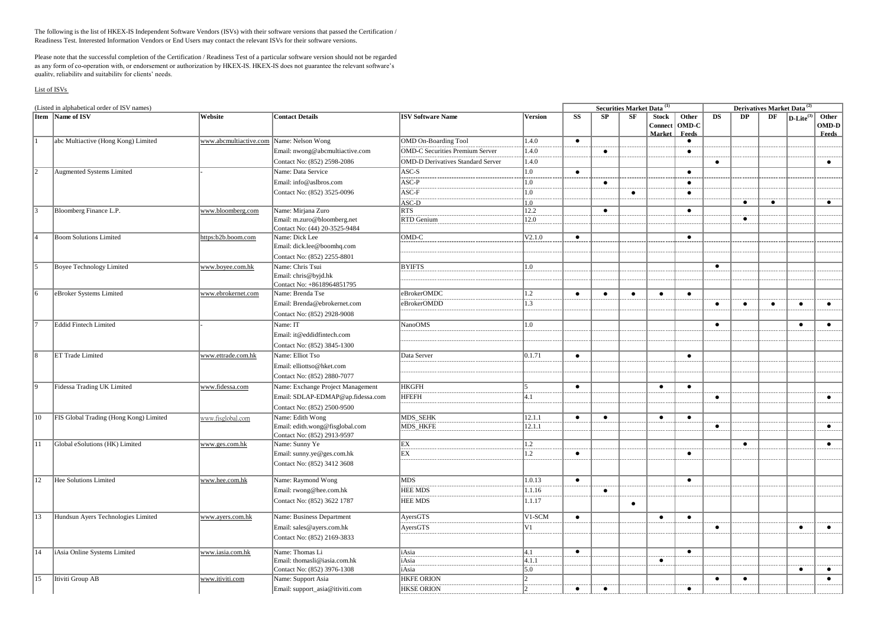The following is the list of HKEX-IS Independent Software Vendors (ISVs) with their software versions that passed the Certification / Readiness Test. Interested Information Vendors or End Users may contact the relevant ISVs for their software versions.

Please note that the successful completion of the Certification / Readiness Test of a particular software version should not be regarded as any form of co-operation with, or endorsement or authorization by HKEX-IS. HKEX-IS does not guarantee the relevant software's quality, reliability and suitability for clients' needs.

List of ISVs

(Listed in alphabetical order of ISV names)

| Item | Name of ISV | Website | Contact Details | ISV Software Name | Version | Securities Market Data [1] | | | | | Derivatives Market Data [2] | | | | |
|---|---|---|---|---|---|---|---|---|---|---|---|---|---|---|---|
| | | | | | | SS | SP | SF | Stock Connect Market | Other OMD-C Feeds | DS | DP | DF | D-Lite[3] | Other OMD-D Feeds |
| 1 | abc Multiactive (Hong Kong) Limited | www.abcmultiactive.com | Name: Nelson Wong | OMD On-Boarding Tool | 1.4.0 | ● | | | | ● | | | | | |
| | | | Email: nwong@abcmultiactive.com | OMD-C Securities Premium Server | 1.4.0 | | ● | | | ● | | | | | |
| | | | Contact No: (852) 2598-2086 | OMD-D Derivatives Standard Server | 1.4.0 | | | | | | ● | | | | ● |
| 2 | Augmented Systems Limited | - | Name: Data Service | ASC-S | 1.0 | ● | | | | ● | | | | | |
| | | | Email: info@aslbros.com | ASC-P | 1.0 | | ● | | | ● | | | | | |
| | | | Contact No: (852) 3525-0096 | ASC-F | 1.0 | | | ● | | ● | | | | | |
| | | | | ASC-D | 1.0 | | | | | | | ● | ● | | ● |
| 3 | Bloomberg Finance L.P. | www.bloomberg.com | Name: Mirjana Zuro | RTS | 12.2 | | ● | | | ● | | | | | |
| | | | Email: m.zuro@bloomberg.net | RTD Genium | 12.0 | | | | | | | ● | | | |
| | | | Contact No: (44) 20-3525-9484 | | | | | | | | | | | | |
| 4 | Boom Solutions Limited | https:b2b.boom.com | Name: Dick Lee | OMD-C | V2.1.0 | ● | | | | ● | | | | | |
| | | | Email: dick.lee@boomhq.com | | | | | | | | | | | | |
| | | | Contact No: (852) 2255-8801 | | | | | | | | | | | | |
| 5 | Boyee Technology Limited | www.boyee.com.hk | Name: Chris Tsui | BYIFTS | 1.0 | | | | | | ● | | | | |
| | | | Email: chris@byjd.hk | | | | | | | | | | | | |
| | | | Contact No: +8618964851795 | | | | | | | | | | | | |
| 6 | eBroker Systems Limited | www.ebrokernet.com | Name: Brenda Tse | eBrokerOMDC | 1.2 | ● | ● | ● | ● | ● | | | | | |
| | | | Email: Brenda@ebrokernet.com | eBrokerOMDD | 1.3 | | | | | | ● | ● | ● | ● | ● |
| | | | Contact No: (852) 2928-9008 | | | | | | | | | | | | |
| 7 | Eddid Fintech Limited | - | Name: IT | NanoOMS | 1.0 | | | | | | ● | | | ● | ● |
| | | | Email: it@eddidfintech.com | | | | | | | | | | | | |
| | | | Contact No: (852) 3845-1300 | | | | | | | | | | | | |
| 8 | ET Trade Limited | www.ettrade.com.hk | Name: Elliot Tso | Data Server | 0.1.71 | ● | | | | ● | | | | | |
| | | | Email: elliottso@hket.com | | | | | | | | | | | | |
| | | | Contact No: (852) 2880-7077 | | | | | | | | | | | | |
| 9 | Fidessa Trading UK Limited | www.fidessa.com | Name: Exchange Project Management | HKGFH | 5 | ● | | | ● | ● | | | | | |
| | | | Email: SDLAP-EDMAP@ap.fidessa.com | HFEFH | 4.1 | | | | | | ● | | | | ● |
| | | | Contact No: (852) 2500-9500 | | | | | | | | | | | | |
| 10 | FIS Global Trading (Hong Kong) Limited | www.fisglobal.com | Name: Edith Wong | MDS_SEHK | 12.1.1 | ● | ● | | ● | ● | | | | | |
| | | | Email: edith.wong@fisglobal.com | MDS_HKFE | 12.1.1 | | | | | | ● | | | | ● |
| | | | Contact No: (852) 2913-9597 | | | | | | | | | | | | |
| 11 | Global eSolutions (HK) Limited | www.ges.com.hk | Name: Sunny Ye | EX | 1.2 | | | | | | | ● | | | ● |
| | | | Email: sunny.ye@ges.com.hk | EX | 1.2 | ● | | | | ● | | | | | |
| | | | Contact No: (852) 3412 3608 | | | | | | | | | | | | |
| 12 | Hee Solutions Limited | www.hee.com.hk | Name: Raymond Wong | MDS | 1.0.13 | ● | | | | ● | | | | | |
| | | | Email: rwong@hee.com.hk | HEE MDS | 1.1.16 | | ● | | | | | | | | |
| | | | Contact No: (852) 3622 1787 | HEE MDS | 1.1.17 | | | ● | | | | | | | |
| 13 | Hundsun Ayers Technologies Limited | www.ayers.com.hk | Name: Business Department | AyersGTS | V1-SCM | ● | | | ● | ● | | | | | |
| | | | Email: sales@ayers.com.hk | AyersGTS | V1 | | | | | | ● | | | ● | ● |
| | | | Contact No: (852) 2169-3833 | | | | | | | | | | | | |
| 14 | iAsia Online Systems Limited | www.iasia.com.hk | Name: Thomas Li | iAsia | 4.1 | ● | | | | ● | | | | | |
| | | | Email: thomasli@iasia.com.hk | iAsia | 4.1.1 | | | | ● | | | | | | |
| | | | Contact No: (852) 3976-1308 | iAsia | 5.0 | | | | | | | | | ● | ● |
| 15 | Itiviti Group AB | www.itiviti.com | Name: Support Asia | HKFE ORION | 2 | | | | | | ● | ● | | | ● |
| | | | Email: support_asia@itiviti.com | HKSE ORION | 2 | ● | ● | | | ● | | | | | |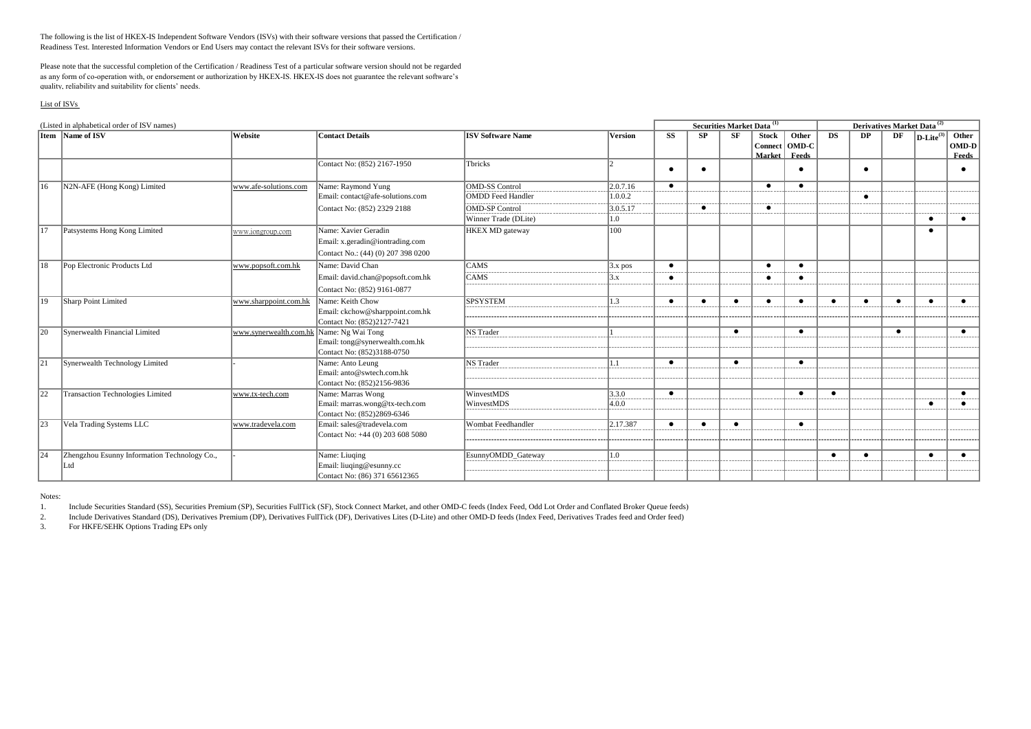The following is the list of HKEX-IS Independent Software Vendors (ISVs) with their software versions that passed the Certification / Readiness Test. Interested Information Vendors or End Users may contact the relevant ISVs for their software versions.

Please note that the successful completion of the Certification / Readiness Test of a particular software version should not be regarded as any form of co-operation with, or endorsement or authorization by HKEX-IS. HKEX-IS does not guarantee the relevant software's quality, reliability and suitability for clients' needs.

List of ISVs

(Listed in alphabetical order of ISV names)

| Item | Name of ISV | Website | Contact Details | ISV Software Name | Version | Securities Market Data (1) | | | | | Derivatives Market Data (2) | | | | |
|---|---|---|---|---|---|---|---|---|---|---|---|---|---|---|---|
| | | | | | | SS | SP | SF | Stock Connect Market | Other OMD-C Feeds | DS | DP | DF | D-Lite (3) | Other OMD-D Feeds |
| | | | Contact No: (852) 2167-1950 | Tbricks | 2 | ● | ● | | | ● | | ● | | | ● |
| 16 | N2N-AFE (Hong Kong) Limited | www.afe-solutions.com | Name: Raymond Yung | OMD-SS Control | 2.0.7.16 | ● | | | ● | ● | | | | | |
| | | | Email: contact@afe-solutions.com | OMDD Feed Handler | 1.0.0.2 | | | | | | | ● | | | |
| | | | Contact No: (852) 2329 2188 | OMD-SP Control | 3.0.5.17 | | ● | | ● | | | | | | |
| | | | | Winner Trade (DLite) | 1.0 | | | | | | | | | ● | ● |
| 17 | Patsystems Hong Kong Limited | www.iongroup.com | Name: Xavier Geradin<br>Email: x.geradin@iontrading.com<br>Contact No.: (44) (0) 207 398 0200 | HKEX MD gateway | 100 | | | | | | | | | ● | |
| 18 | Pop Electronic Products Ltd | www.popsoft.com.hk | Name: David Chan | CAMS | 3.x pos | ● | | | ● | ● | | | | | |
| | | | Email: david.chan@popsoft.com.hk<br>Contact No: (852) 9161-0877 | CAMS | 3.x | ● | | | ● | ● | | | | | |
| 19 | Sharp Point Limited | www.sharppoint.com.hk | Name: Keith Chow<br>Email: ckchow@sharppoint.com.hk<br>Contact No: (852)2127-7421 | SPSYSTEM | 1.3 | ● | ● | ● | ● | ● | ● | ● | ● | ● | ● |
| 20 | Synerwealth Financial Limited | www.synerwealth.com.hk | Name: Ng Wai Tong<br>Email: tong@synerwealth.com.hk<br>Contact No: (852)3188-0750 | NS Trader | 1 | | | ● | | ● | | | ● | | ● |
| 21 | Synerwealth Technology Limited | - | Name: Anto Leung<br>Email: anto@swtech.com.hk<br>Contact No: (852)2156-9836 | NS Trader | 1.1 | ● | | ● | | ● | | | | | |
| 22 | Transaction Technologies Limited | www.tx-tech.com | Name: Marras Wong | WinvestMDS | 3.3.0 | ● | | | | ● | ● | | | | ● |
| | | | Email: marras.wong@tx-tech.com<br>Contact No: (852)2869-6346 | WinvestMDS | 4.0.0 | | | | | | | | | ● | ● |
| 23 | Vela Trading Systems LLC | www.tradevela.com | Email: sales@tradevela.com<br>Contact No: +44 (0) 203 608 5080 | Wombat Feedhandler | 2.17.387 | ● | ● | ● | | ● | | | | | |
| 24 | Zhengzhou Esunny Information Technology Co., Ltd | - | Name: Liuqing<br>Email: liuqing@esunny.cc<br>Contact No: (86) 371 65612365 | EsunnyOMDD_Gateway | 1.0 | | | | | | ● | ● | | ● | ● |

Notes:

1. Include Securities Standard (SS), Securities Premium (SP), Securities FullTick (SF), Stock Connect Market, and other OMD-C feeds (Index Feed, Odd Lot Order and Conflated Broker Queue feeds)
2. Include Derivatives Standard (DS), Derivatives Premium (DP), Derivatives FullTick (DF), Derivatives Lites (D-Lite) and other OMD-D feeds (Index Feed, Derivatives Trades feed and Order feed)
3. For HKFE/SEHK Options Trading EPs only